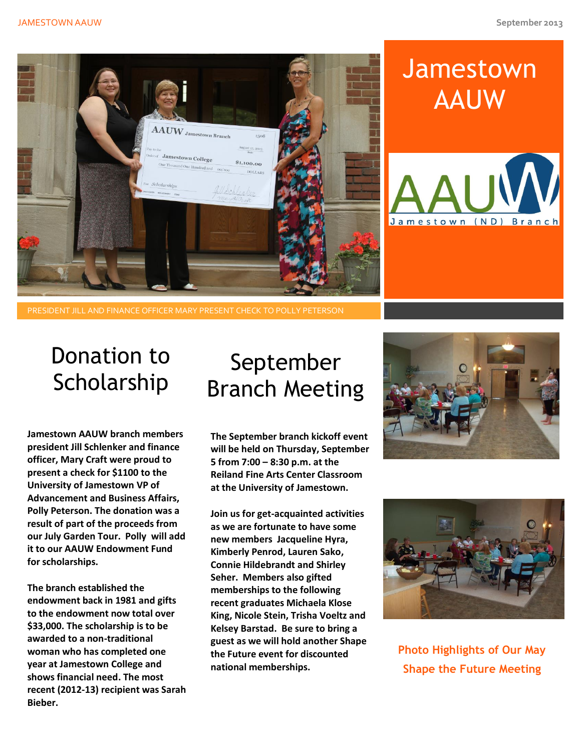# Jamestown AAUW

PRESIDENT JILL AND FINANCE OFFICER MARY PRESENT CHECK TO POLLY PETERSON

## Donation to Scholarship

**Jamestown AAUW branch members president Jill Schlenker and finance officer, Mary Craft were proud to present a check for $1100 to the University of Jamestown VP of Advancement and Business Affairs, Polly Peterson. The donation was a result of part of the proceeds from our July Garden Tour. Polly will add it to our AAUW Endowment Fund for scholarships.**

**The branch established the endowment back in 1981 and gifts to the endowment now total over $33,000. The scholarship is to be awarded to a non-traditional woman who has completed one year at Jamestown College and shows financial need. The most recent (2012-13) recipient was Sarah Bieber.**

## September Branch Meeting

**The September branch kickoff event will be held on Thursday, September 5 from 7:00 – 8:30 p.m. at the Reiland Fine Arts Center Classroom at the University of Jamestown.**

**Join us for get-acquainted activities as we are fortunate to have some new members Jacqueline Hyra, Kimberly Penrod, Lauren Sako, Connie Hildebrandt and Shirley Seher. Members also gifted memberships to the following recent graduates Michaela Klose King, Nicole Stein, Trisha Voeltz and Kelsey Barstad. Be sure to bring a guest as we will hold another Shape the Future event for discounted national memberships.**

**Photo Highlights of Our May Shape the Future Meeting**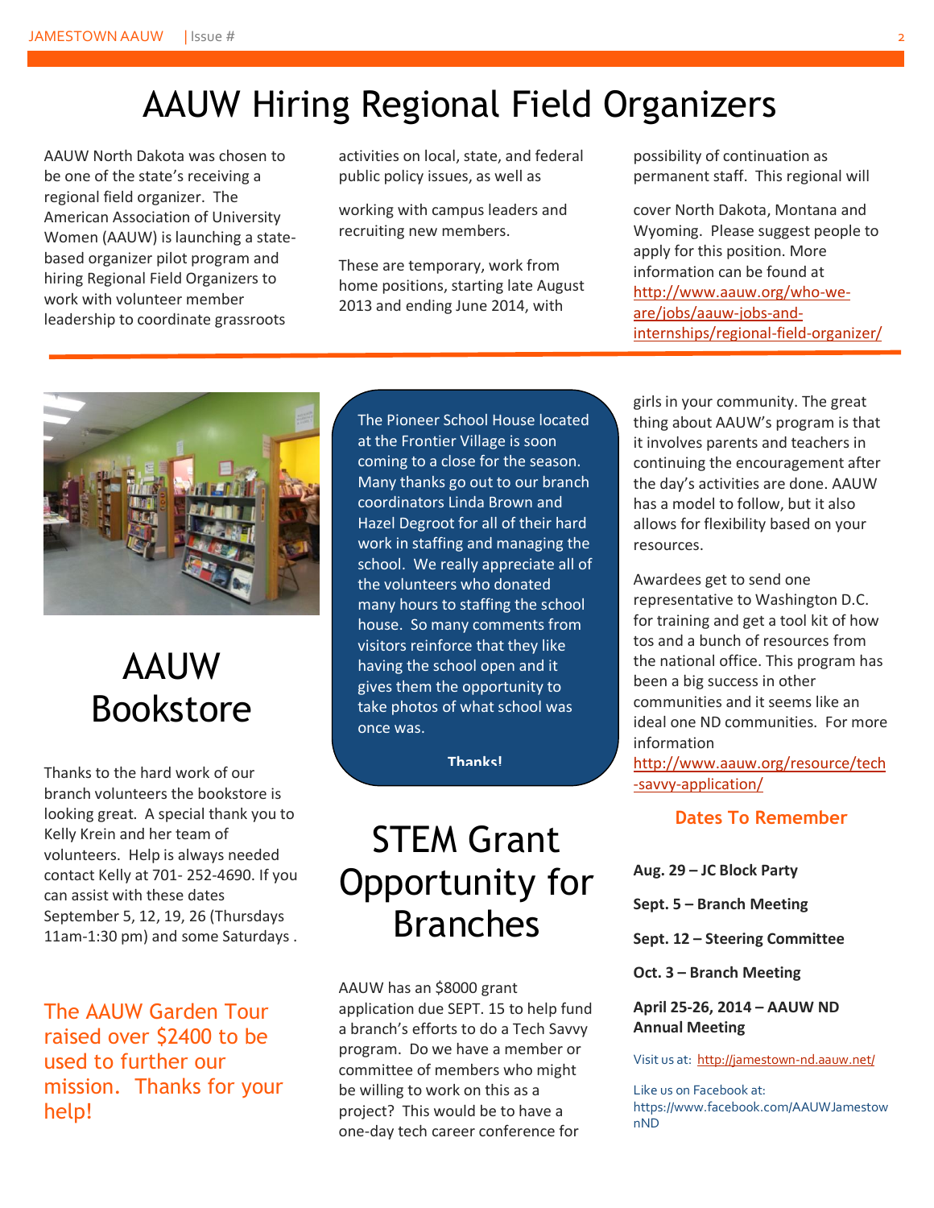# AAUW Hiring Regional Field Organizers

AAUW North Dakota was chosen to be one of the state's receiving a regional field organizer. The American Association of University Women (AAUW) is launching a state-based organizer pilot program and hiring Regional Field Organizers to work with volunteer member leadership to coordinate grassroots activities on local, state, and federal public policy issues, as well as working with campus leaders and recruiting new members.

These are temporary, work from home positions, starting late August 2013 and ending June 2014, with possibility of continuation as permanent staff. This regional will cover North Dakota, Montana and Wyoming. Please suggest people to apply for this position. More information can be found at http://www.aauw.org/who-we-are/jobs/aauw-jobs-and-internships/regional-field-organizer/

# AAUW Bookstore

Thanks to the hard work of our branch volunteers the bookstore is looking great. A special thank you to Kelly Krein and her team of volunteers. Help is always needed contact Kelly at 701- 252-4690. If you can assist with these dates September 5, 12, 19, 26 (Thursdays 11am-1:30 pm) and some Saturdays .

The AAUW Garden Tour raised over $2400 to be used to further our mission. Thanks for your help!

The Pioneer School House located at the Frontier Village is soon coming to a close for the season. Many thanks go out to our branch coordinators Linda Brown and Hazel Degroot for all of their hard work in staffing and managing the school. We really appreciate all of the volunteers who donated many hours to staffing the school house. So many comments from visitors reinforce that they like having the school open and it gives them the opportunity to take photos of what school was once was.

**Thanks!**

# STEM Grant Opportunity for Branches

AAUW has an $8000 grant application due SEPT. 15 to help fund a branch's efforts to do a Tech Savvy program. Do we have a member or committee of members who might be willing to work on this as a project? This would be to have a one-day tech career conference for girls in your community. The great thing about AAUW's program is that it involves parents and teachers in continuing the encouragement after the day's activities are done. AAUW has a model to follow, but it also allows for flexibility based on your resources.

Awardees get to send one representative to Washington D.C. for training and get a tool kit of how tos and a bunch of resources from the national office. This program has been a big success in other communities and it seems like an ideal one ND communities. For more information http://www.aauw.org/resource/tech-savvy-application/

## Dates To Remember

**Aug. 29 – JC Block Party**

**Sept. 5 – Branch Meeting**

**Sept. 12 – Steering Committee**

**Oct. 3 – Branch Meeting**

**April 25-26, 2014 – AAUW ND Annual Meeting**

Visit us at: http://jamestown-nd.aauw.net/

Like us on Facebook at: https://www.facebook.com/AAUWJamestownND